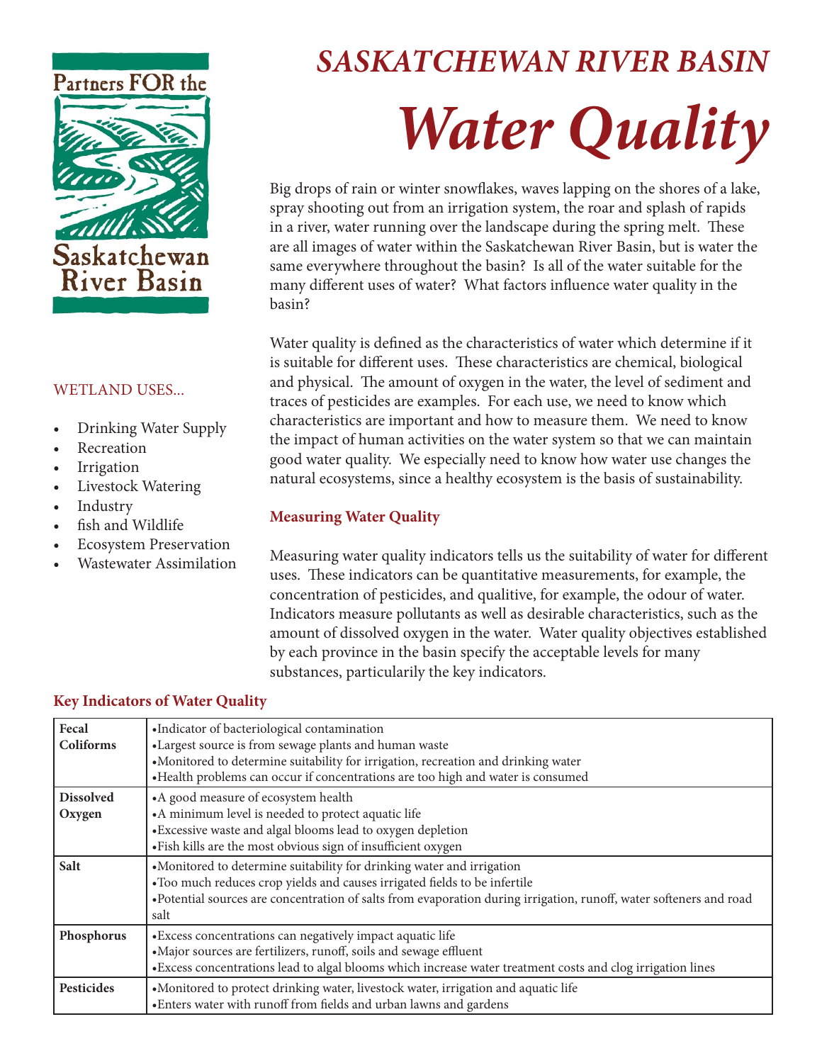Partners FOR the Saskatchewan River Basin

# SASKATCHEWAN RIVER BASIN

# *Water Quality*

WETLAND USES...

- Drinking Water Supply
- Recreation
- Irrigation
- Livestock Watering
- Industry
- fish and Wildlife
- Ecosystem Preservation
- Wastewater Assimilation

Big drops of rain or winter snowflakes, waves lapping on the shores of a lake, spray shooting out from an irrigation system, the roar and splash of rapids in a river, water running over the landscape during the spring melt. These are all images of water within the Saskatchewan River Basin, but is water the same everywhere throughout the basin? Is all of the water suitable for the many different uses of water? What factors influence water quality in the basin?

Water quality is defined as the characteristics of water which determine if it is suitable for different uses. These characteristics are chemical, biological and physical. The amount of oxygen in the water, the level of sediment and traces of pesticides are examples. For each use, we need to know which characteristics are important and how to measure them. We need to know the impact of human activities on the water system so that we can maintain good water quality. We especially need to know how water use changes the natural ecosystems, since a healthy ecosystem is the basis of sustainability.

## Measuring Water Quality

Measuring water quality indicators tells us the suitability of water for different uses. These indicators can be quantitative measurements, for example, the concentration of pesticides, and qualitive, for example, the odour of water. Indicators measure pollutants as well as desirable characteristics, such as the amount of dissolved oxygen in the water. Water quality objectives established by each province in the basin specify the acceptable levels for many substances, particularly the key indicators.

## Key Indicators of Water Quality

| | |
|---|---|
| **Fecal Coliforms** | •Indicator of bacteriological contamination<br>•Largest source is from sewage plants and human waste<br>•Monitored to determine suitability for irrigation, recreation and drinking water<br>•Health problems can occur if concentrations are too high and water is consumed |
| **Dissolved Oxygen** | •A good measure of ecosystem health<br>•A minimum level is needed to protect aquatic life<br>•Excessive waste and algal blooms lead to oxygen depletion<br>•Fish kills are the most obvious sign of insufficient oxygen |
| **Salt** | •Monitored to determine suitability for drinking water and irrigation<br>•Too much reduces crop yields and causes irrigated fields to be infertile<br>•Potential sources are concentration of salts from evaporation during irrigation, runoff, water softeners and road salt |
| **Phosphorus** | •Excess concentrations can negatively impact aquatic life<br>•Major sources are fertilizers, runoff, soils and sewage effluent<br>•Excess concentrations lead to algal blooms which increase water treatment costs and clog irrigation lines |
| **Pesticides** | •Monitored to protect drinking water, livestock water, irrigation and aquatic life<br>•Enters water with runoff from fields and urban lawns and gardens |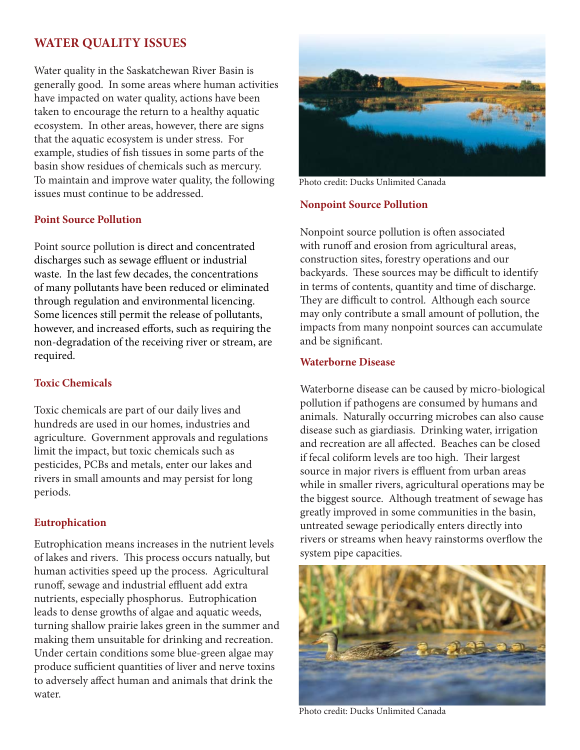## WATER QUALITY ISSUES

Water quality in the Saskatchewan River Basin is generally good. In some areas where human activities have impacted on water quality, actions have been taken to encourage the return to a healthy aquatic ecosystem. In other areas, however, there are signs that the aquatic ecosystem is under stress. For example, studies of fish tissues in some parts of the basin show residues of chemicals such as mercury. To maintain and improve water quality, the following issues must continue to be addressed.

### Point Source Pollution

Point source pollution is direct and concentrated discharges such as sewage effluent or industrial waste. In the last few decades, the concentrations of many pollutants have been reduced or eliminated through regulation and environmental licencing. Some licences still permit the release of pollutants, however, and increased efforts, such as requiring the non-degradation of the receiving river or stream, are required.

### Toxic Chemicals

Toxic chemicals are part of our daily lives and hundreds are used in our homes, industries and agriculture. Government approvals and regulations limit the impact, but toxic chemicals such as pesticides, PCBs and metals, enter our lakes and rivers in small amounts and may persist for long periods.

### Eutrophication

Eutrophication means increases in the nutrient levels of lakes and rivers. This process occurs natually, but human activities speed up the process. Agricultural runoff, sewage and industrial effluent add extra nutrients, especially phosphorus. Eutrophication leads to dense growths of algae and aquatic weeds, turning shallow prairie lakes green in the summer and making them unsuitable for drinking and recreation. Under certain conditions some blue-green algae may produce sufficient quantities of liver and nerve toxins to adversely affect human and animals that drink the water.

Photo credit: Ducks Unlimited Canada

### Nonpoint Source Pollution

Nonpoint source pollution is often associated with runoff and erosion from agricultural areas, construction sites, forestry operations and our backyards. These sources may be difficult to identify in terms of contents, quantity and time of discharge. They are difficult to control. Although each source may only contribute a small amount of pollution, the impacts from many nonpoint sources can accumulate and be significant.

### Waterborne Disease

Waterborne disease can be caused by micro-biological pollution if pathogens are consumed by humans and animals. Naturally occurring microbes can also cause disease such as giardiasis. Drinking water, irrigation and recreation are all affected. Beaches can be closed if fecal coliform levels are too high. Their largest source in major rivers is effluent from urban areas while in smaller rivers, agricultural operations may be the biggest source. Although treatment of sewage has greatly improved in some communities in the basin, untreated sewage periodically enters directly into rivers or streams when heavy rainstorms overflow the system pipe capacities.

Photo credit: Ducks Unlimited Canada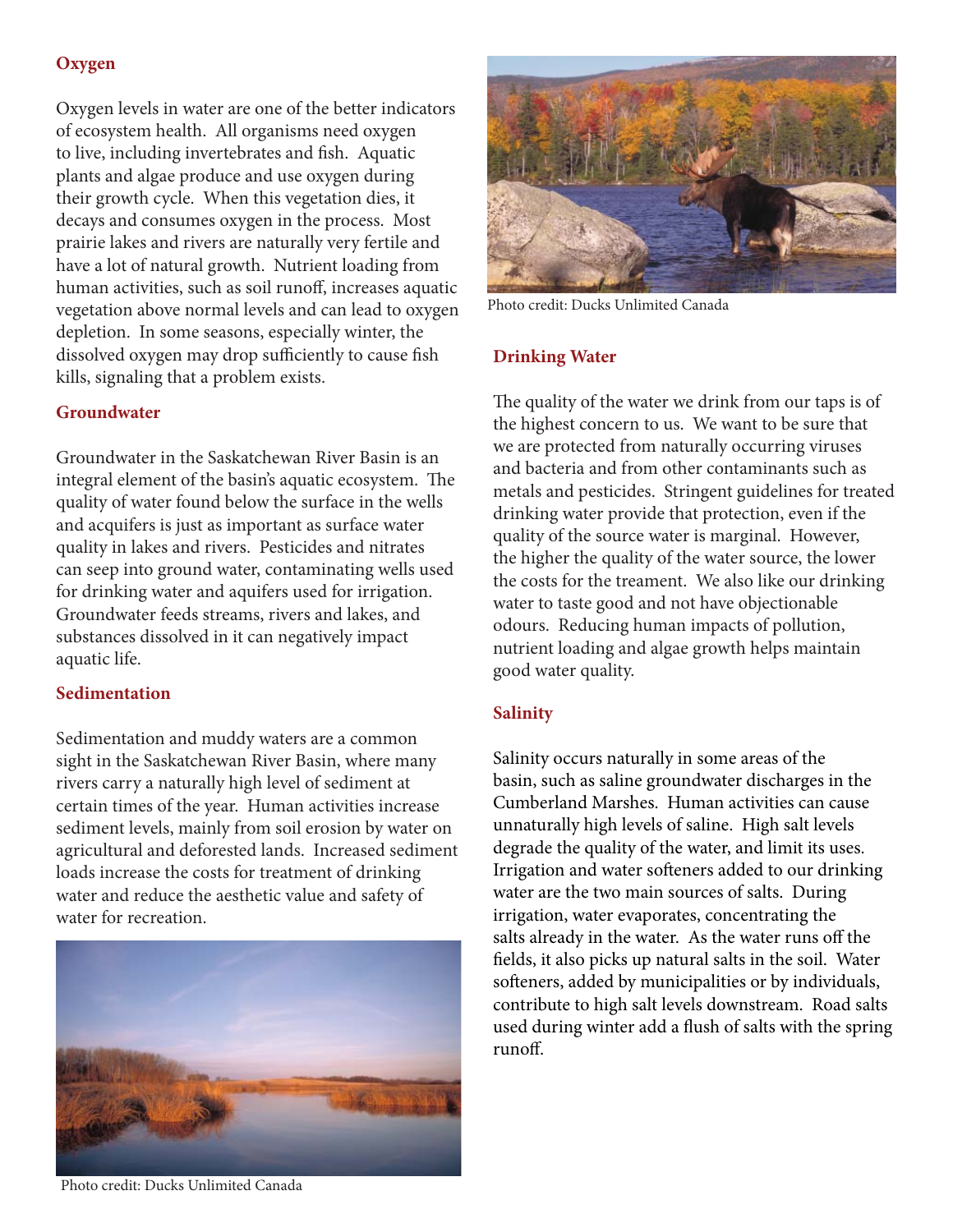## Oxygen

Oxygen levels in water are one of the better indicators of ecosystem health. All organisms need oxygen to live, including invertebrates and fish. Aquatic plants and algae produce and use oxygen during their growth cycle. When this vegetation dies, it decays and consumes oxygen in the process. Most prairie lakes and rivers are naturally very fertile and have a lot of natural growth. Nutrient loading from human activities, such as soil runoff, increases aquatic vegetation above normal levels and can lead to oxygen depletion. In some seasons, especially winter, the dissolved oxygen may drop sufficiently to cause fish kills, signaling that a problem exists.

## Groundwater

Groundwater in the Saskatchewan River Basin is an integral element of the basin's aquatic ecosystem. The quality of water found below the surface in the wells and acquifers is just as important as surface water quality in lakes and rivers. Pesticides and nitrates can seep into ground water, contaminating wells used for drinking water and aquifers used for irrigation. Groundwater feeds streams, rivers and lakes, and substances dissolved in it can negatively impact aquatic life.

## Sedimentation

Sedimentation and muddy waters are a common sight in the Saskatchewan River Basin, where many rivers carry a naturally high level of sediment at certain times of the year. Human activities increase sediment levels, mainly from soil erosion by water on agricultural and deforested lands. Increased sediment loads increase the costs for treatment of drinking water and reduce the aesthetic value and safety of water for recreation.

Photo credit: Ducks Unlimited Canada

Photo credit: Ducks Unlimited Canada

## Drinking Water

The quality of the water we drink from our taps is of the highest concern to us. We want to be sure that we are protected from naturally occurring viruses and bacteria and from other contaminants such as metals and pesticides. Stringent guidelines for treated drinking water provide that protection, even if the quality of the source water is marginal. However, the higher the quality of the water source, the lower the costs for the treament. We also like our drinking water to taste good and not have objectionable odours. Reducing human impacts of pollution, nutrient loading and algae growth helps maintain good water quality.

## Salinity

Salinity occurs naturally in some areas of the basin, such as saline groundwater discharges in the Cumberland Marshes. Human activities can cause unnaturally high levels of saline. High salt levels degrade the quality of the water, and limit its uses. Irrigation and water softeners added to our drinking water are the two main sources of salts. During irrigation, water evaporates, concentrating the salts already in the water. As the water runs off the fields, it also picks up natural salts in the soil. Water softeners, added by municipalities or by individuals, contribute to high salt levels downstream. Road salts used during winter add a flush of salts with the spring runoff.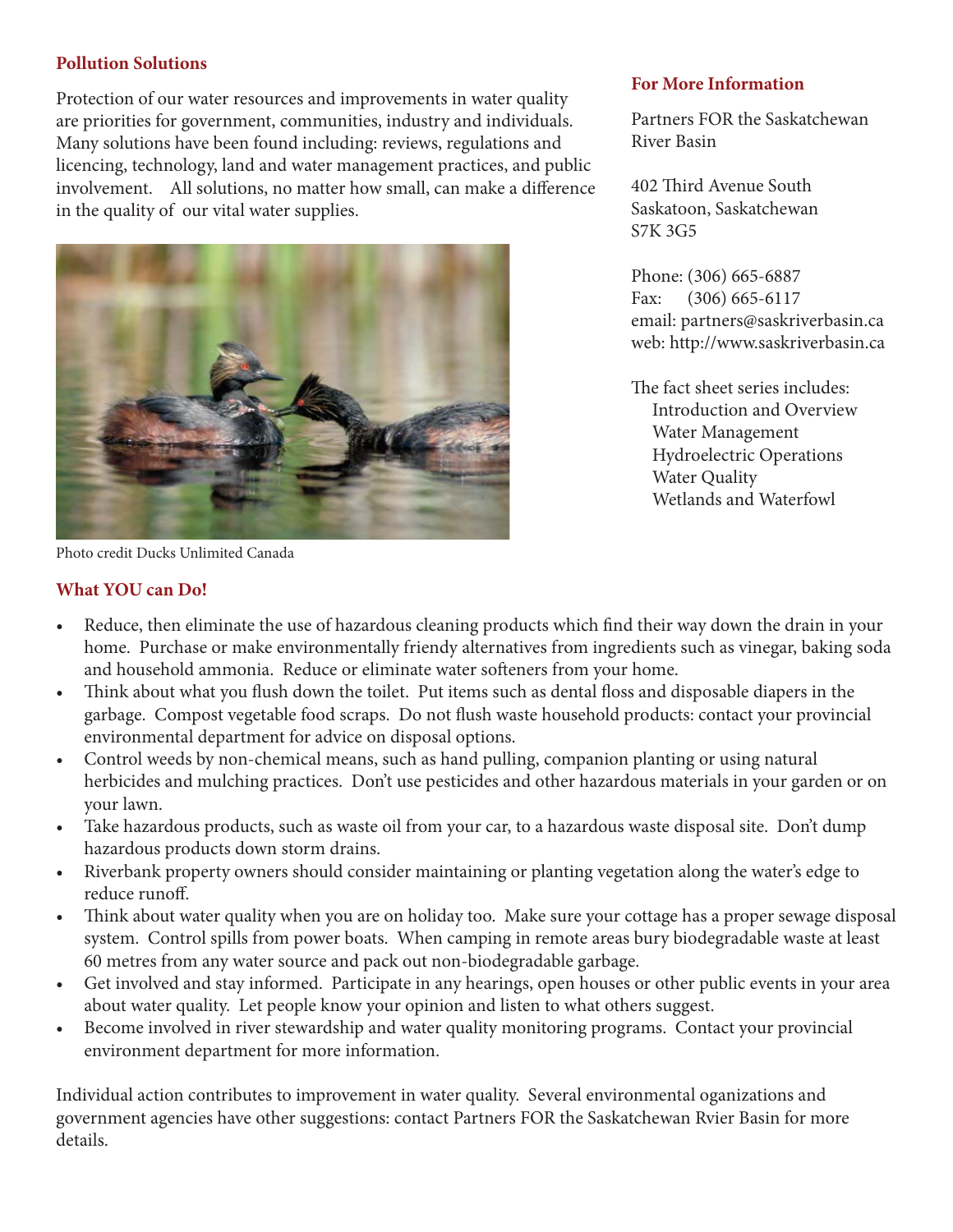## Pollution Solutions

Protection of our water resources and improvements in water quality are priorities for government, communities, industry and individuals. Many solutions have been found including: reviews, regulations and licencing, technology, land and water management practices, and public involvement. All solutions, no matter how small, can make a difference in the quality of our vital water supplies.

Photo credit Ducks Unlimited Canada

## What YOU can Do!

- Reduce, then eliminate the use of hazardous cleaning products which find their way down the drain in your home. Purchase or make environmentally friendly alternatives from ingredients such as vinegar, baking soda and household ammonia. Reduce or eliminate water softeners from your home.
- Think about what you flush down the toilet. Put items such as dental floss and disposable diapers in the garbage. Compost vegetable food scraps. Do not flush waste household products: contact your provincial environmental department for advice on disposal options.
- Control weeds by non-chemical means, such as hand pulling, companion planting or using natural herbicides and mulching practices. Don't use pesticides and other hazardous materials in your garden or on your lawn.
- Take hazardous products, such as waste oil from your car, to a hazardous waste disposal site. Don't dump hazardous products down storm drains.
- Riverbank property owners should consider maintaining or planting vegetation along the water's edge to reduce runoff.
- Think about water quality when you are on holiday too. Make sure your cottage has a proper sewage disposal system. Control spills from power boats. When camping in remote areas bury biodegradable waste at least 60 metres from any water source and pack out non-biodegradable garbage.
- Get involved and stay informed. Participate in any hearings, open houses or other public events in your area about water quality. Let people know your opinion and listen to what others suggest.
- Become involved in river stewardship and water quality monitoring programs. Contact your provincial environment department for more information.

Individual action contributes to improvement in water quality. Several environmental oganizations and government agencies have other suggestions: contact Partners FOR the Saskatchewan Rvier Basin for more details.

## For More Information

Partners FOR the Saskatchewan River Basin

402 Third Avenue South
Saskatoon, Saskatchewan
S7K 3G5

Phone: (306) 665-6887
Fax: (306) 665-6117
email: partners@saskriverbasin.ca
web: http://www.saskriverbasin.ca

The fact sheet series includes:
- Introduction and Overview
- Water Management
- Hydroelectric Operations
- Water Quality
- Wetlands and Waterfowl